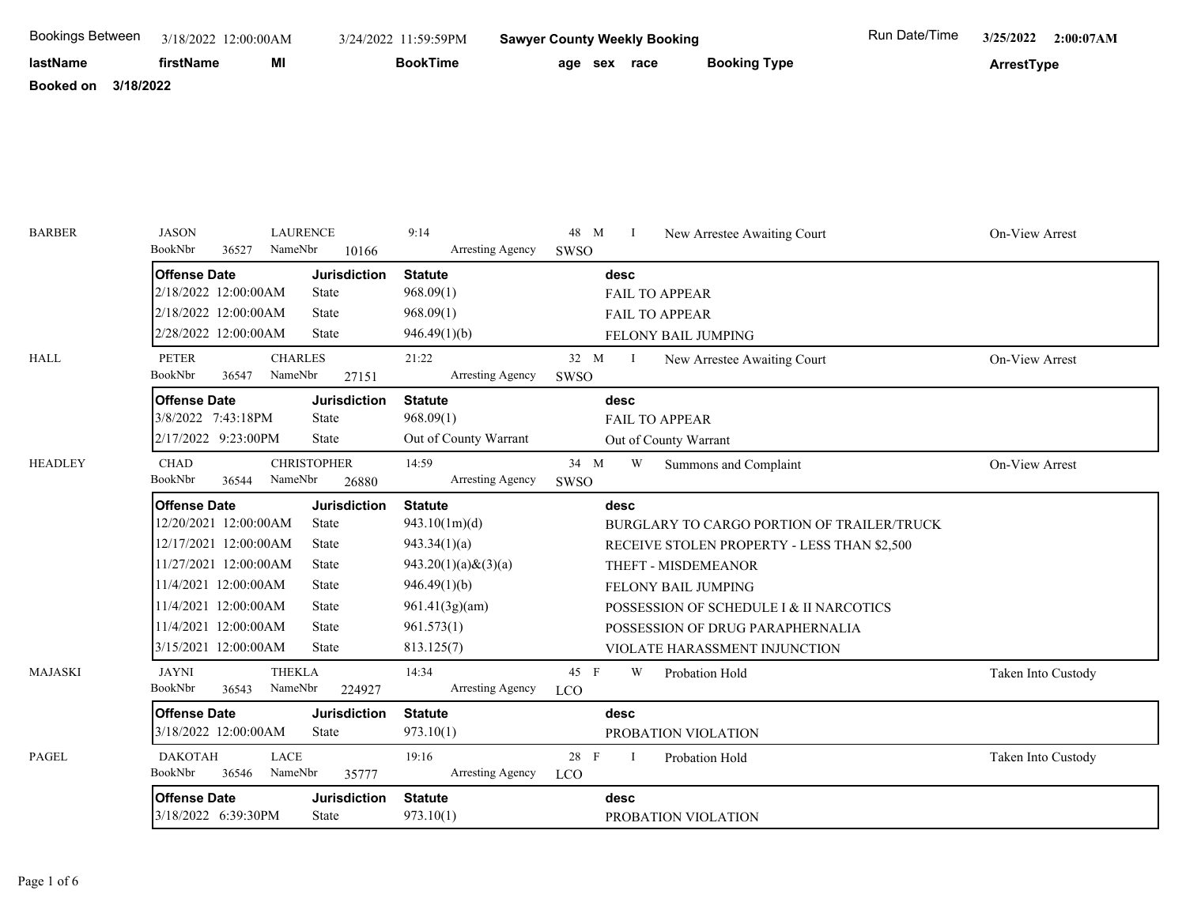**Bookings Between** 3/18/2022 12:00:00AM 3/24/2022 11:59:59PM **Sawyer County Weekly Booking** Run Date/Time **3/25/2022 2:00:07AM**

| lastName | firstName | MI | BookTime | age | sex | race | Booking Type | ArrestType |
|---|---|---|---|---|---|---|---|---|

**Booked on 3/18/2022**

**BARBER** — JASON LAURENCE — 9:14 — 48 M I — New Arrestee Awaiting Court — On-View Arrest
BookNbr 36527 NameNbr 10166 Arresting Agency SWSO

| Offense Date | Jurisdiction | Statute | desc |
|---|---|---|---|
| 2/18/2022 12:00:00AM | State | 968.09(1) | FAIL TO APPEAR |
| 2/18/2022 12:00:00AM | State | 968.09(1) | FAIL TO APPEAR |
| 2/28/2022 12:00:00AM | State | 946.49(1)(b) | FELONY BAIL JUMPING |

**HALL** — PETER CHARLES — 21:22 — 32 M I — New Arrestee Awaiting Court — On-View Arrest
BookNbr 36547 NameNbr 27151 Arresting Agency SWSO

| Offense Date | Jurisdiction | Statute | desc |
|---|---|---|---|
| 3/8/2022 7:43:18PM | State | 968.09(1) | FAIL TO APPEAR |
| 2/17/2022 9:23:00PM | State | Out of County Warrant | Out of County Warrant |

**HEADLEY** — CHAD CHRISTOPHER — 14:59 — 34 M W — Summons and Complaint — On-View Arrest
BookNbr 36544 NameNbr 26880 Arresting Agency SWSO

| Offense Date | Jurisdiction | Statute | desc |
|---|---|---|---|
| 12/20/2021 12:00:00AM | State | 943.10(1m)(d) | BURGLARY TO CARGO PORTION OF TRAILER/TRUCK |
| 12/17/2021 12:00:00AM | State | 943.34(1)(a) | RECEIVE STOLEN PROPERTY - LESS THAN $2,500 |
| 11/27/2021 12:00:00AM | State | 943.20(1)(a)&(3)(a) | THEFT - MISDEMEANOR |
| 11/4/2021 12:00:00AM | State | 946.49(1)(b) | FELONY BAIL JUMPING |
| 11/4/2021 12:00:00AM | State | 961.41(3g)(am) | POSSESSION OF SCHEDULE I & II NARCOTICS |
| 11/4/2021 12:00:00AM | State | 961.573(1) | POSSESSION OF DRUG PARAPHERNALIA |
| 3/15/2021 12:00:00AM | State | 813.125(7) | VIOLATE HARASSMENT INJUNCTION |

**MAJASKI** — JAYNI THEKLA — 14:34 — 45 F W — Probation Hold — Taken Into Custody
BookNbr 36543 NameNbr 224927 Arresting Agency LCO

| Offense Date | Jurisdiction | Statute | desc |
|---|---|---|---|
| 3/18/2022 12:00:00AM | State | 973.10(1) | PROBATION VIOLATION |

**PAGEL** — DAKOTAH LACE — 19:16 — 28 F I — Probation Hold — Taken Into Custody
BookNbr 36546 NameNbr 35777 Arresting Agency LCO

| Offense Date | Jurisdiction | Statute | desc |
|---|---|---|---|
| 3/18/2022 6:39:30PM | State | 973.10(1) | PROBATION VIOLATION |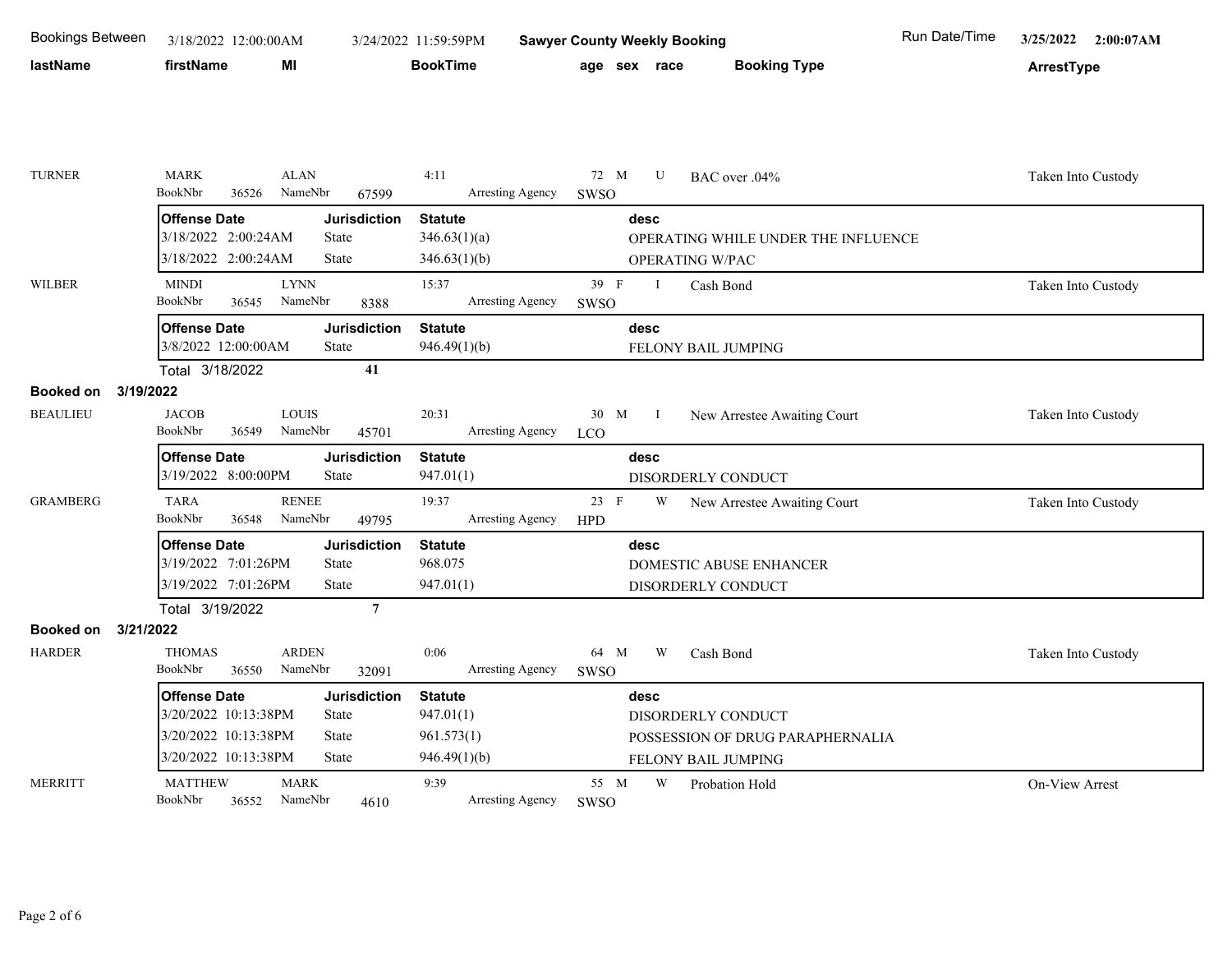Bookings Between 3/18/2022 12:00:00AM 3/24/2022 11:59:59PM **Sawyer County Weekly Booking** Run Date/Time 3/25/2022 2:00:07AM

| lastName | firstName | MI | BookTime | age | sex | race | Booking Type | ArrestType |
|---|---|---|---|---|---|---|---|---|

**TURNER** — MARK ALAN — 4:11 — 72 M U — BAC over .04% — Taken Into Custody
BookNbr 36526 NameNbr 67599 Arresting Agency SWSO

| Offense Date | Jurisdiction | Statute | desc |
|---|---|---|---|
| 3/18/2022 2:00:24AM | State | 346.63(1)(a) | OPERATING WHILE UNDER THE INFLUENCE |
| 3/18/2022 2:00:24AM | State | 346.63(1)(b) | OPERATING W/PAC |

**WILBER** — MINDI LYNN — 15:37 — 39 F I — Cash Bond — Taken Into Custody
BookNbr 36545 NameNbr 8388 Arresting Agency SWSO

| Offense Date | Jurisdiction | Statute | desc |
|---|---|---|---|
| 3/8/2022 12:00:00AM | State | 946.49(1)(b) | FELONY BAIL JUMPING |

Total 3/18/2022 **41**

**Booked on 3/19/2022**

**BEAULIEU** — JACOB LOUIS — 20:31 — 30 M I — New Arrestee Awaiting Court — Taken Into Custody
BookNbr 36549 NameNbr 45701 Arresting Agency LCO

| Offense Date | Jurisdiction | Statute | desc |
|---|---|---|---|
| 3/19/2022 8:00:00PM | State | 947.01(1) | DISORDERLY CONDUCT |

**GRAMBERG** — TARA RENEE — 19:37 — 23 F W — New Arrestee Awaiting Court — Taken Into Custody
BookNbr 36548 NameNbr 49795 Arresting Agency HPD

| Offense Date | Jurisdiction | Statute | desc |
|---|---|---|---|
| 3/19/2022 7:01:26PM | State | 968.075 | DOMESTIC ABUSE ENHANCER |
| 3/19/2022 7:01:26PM | State | 947.01(1) | DISORDERLY CONDUCT |

Total 3/19/2022 **7**

**Booked on 3/21/2022**

**HARDER** — THOMAS ARDEN — 0:06 — 64 M W — Cash Bond — Taken Into Custody
BookNbr 36550 NameNbr 32091 Arresting Agency SWSO

| Offense Date | Jurisdiction | Statute | desc |
|---|---|---|---|
| 3/20/2022 10:13:38PM | State | 947.01(1) | DISORDERLY CONDUCT |
| 3/20/2022 10:13:38PM | State | 961.573(1) | POSSESSION OF DRUG PARAPHERNALIA |
| 3/20/2022 10:13:38PM | State | 946.49(1)(b) | FELONY BAIL JUMPING |

**MERRITT** — MATTHEW MARK — 9:39 — 55 M W — Probation Hold — On-View Arrest
BookNbr 36552 NameNbr 4610 Arresting Agency SWSO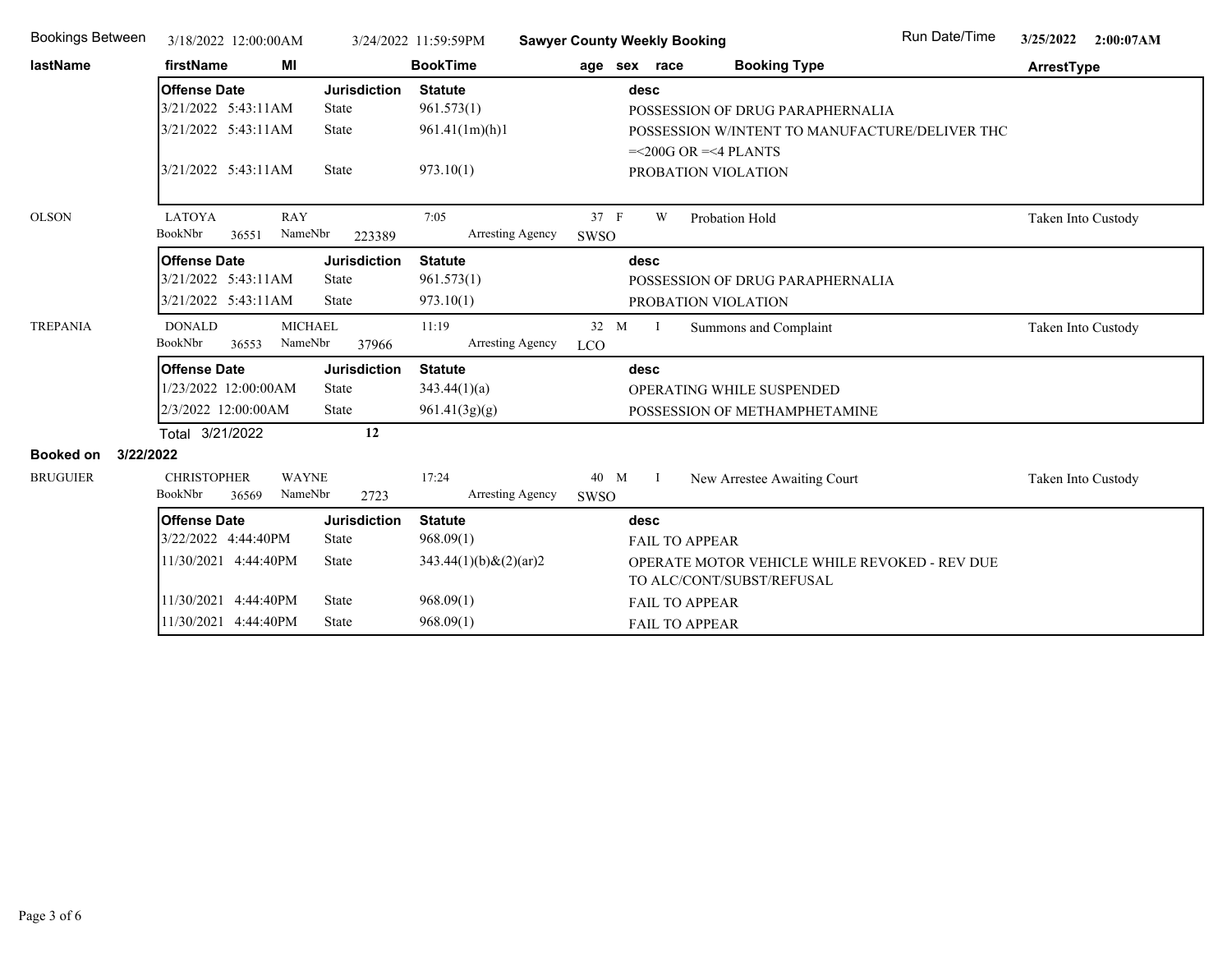Bookings Between 3/18/2022 12:00:00AM 3/24/2022 11:59:59PM **Sawyer County Weekly Booking** Run Date/Time 3/25/2022 2:00:07AM

| lastName | firstName | MI | BookTime | age | sex | race | Booking Type | ArrestType |
|---|---|---|---|---|---|---|---|---|

| Offense Date | Jurisdiction | Statute | desc |
|---|---|---|---|
| 3/21/2022 5:43:11AM | State | 961.573(1) | POSSESSION OF DRUG PARAPHERNALIA |
| 3/21/2022 5:43:11AM | State | 961.41(1m)(h)1 | POSSESSION W/INTENT TO MANUFACTURE/DELIVER THC =<200G OR =<4 PLANTS |
| 3/21/2022 5:43:11AM | State | 973.10(1) | PROBATION VIOLATION |

| lastName | firstName | MI | BookTime | age | sex | race | Booking Type | ArrestType |
|---|---|---|---|---|---|---|---|---|
| OLSON | LATOYA | RAY | 7:05 | 37 | F | W | Probation Hold | Taken Into Custody |

BookNbr 36551 NameNbr 223389 Arresting Agency SWSO

| Offense Date | Jurisdiction | Statute | desc |
|---|---|---|---|
| 3/21/2022 5:43:11AM | State | 961.573(1) | POSSESSION OF DRUG PARAPHERNALIA |
| 3/21/2022 5:43:11AM | State | 973.10(1) | PROBATION VIOLATION |

| lastName | firstName | MI | BookTime | age | sex | race | Booking Type | ArrestType |
|---|---|---|---|---|---|---|---|---|
| TREPANIA | DONALD | MICHAEL | 11:19 | 32 | M | I | Summons and Complaint | Taken Into Custody |

BookNbr 36553 NameNbr 37966 Arresting Agency LCO

| Offense Date | Jurisdiction | Statute | desc |
|---|---|---|---|
| 1/23/2022 12:00:00AM | State | 343.44(1)(a) | OPERATING WHILE SUSPENDED |
| 2/3/2022 12:00:00AM | State | 961.41(3g)(g) | POSSESSION OF METHAMPHETAMINE |

Total 3/21/2022 **12**

**Booked on 3/22/2022**

| lastName | firstName | MI | BookTime | age | sex | race | Booking Type | ArrestType |
|---|---|---|---|---|---|---|---|---|
| BRUGUIER | CHRISTOPHER | WAYNE | 17:24 | 40 | M | I | New Arrestee Awaiting Court | Taken Into Custody |

BookNbr 36569 NameNbr 2723 Arresting Agency SWSO

| Offense Date | Jurisdiction | Statute | desc |
|---|---|---|---|
| 3/22/2022 4:44:40PM | State | 968.09(1) | FAIL TO APPEAR |
| 11/30/2021 4:44:40PM | State | 343.44(1)(b)&(2)(ar)2 | OPERATE MOTOR VEHICLE WHILE REVOKED - REV DUE TO ALC/CONT/SUBST/REFUSAL |
| 11/30/2021 4:44:40PM | State | 968.09(1) | FAIL TO APPEAR |
| 11/30/2021 4:44:40PM | State | 968.09(1) | FAIL TO APPEAR |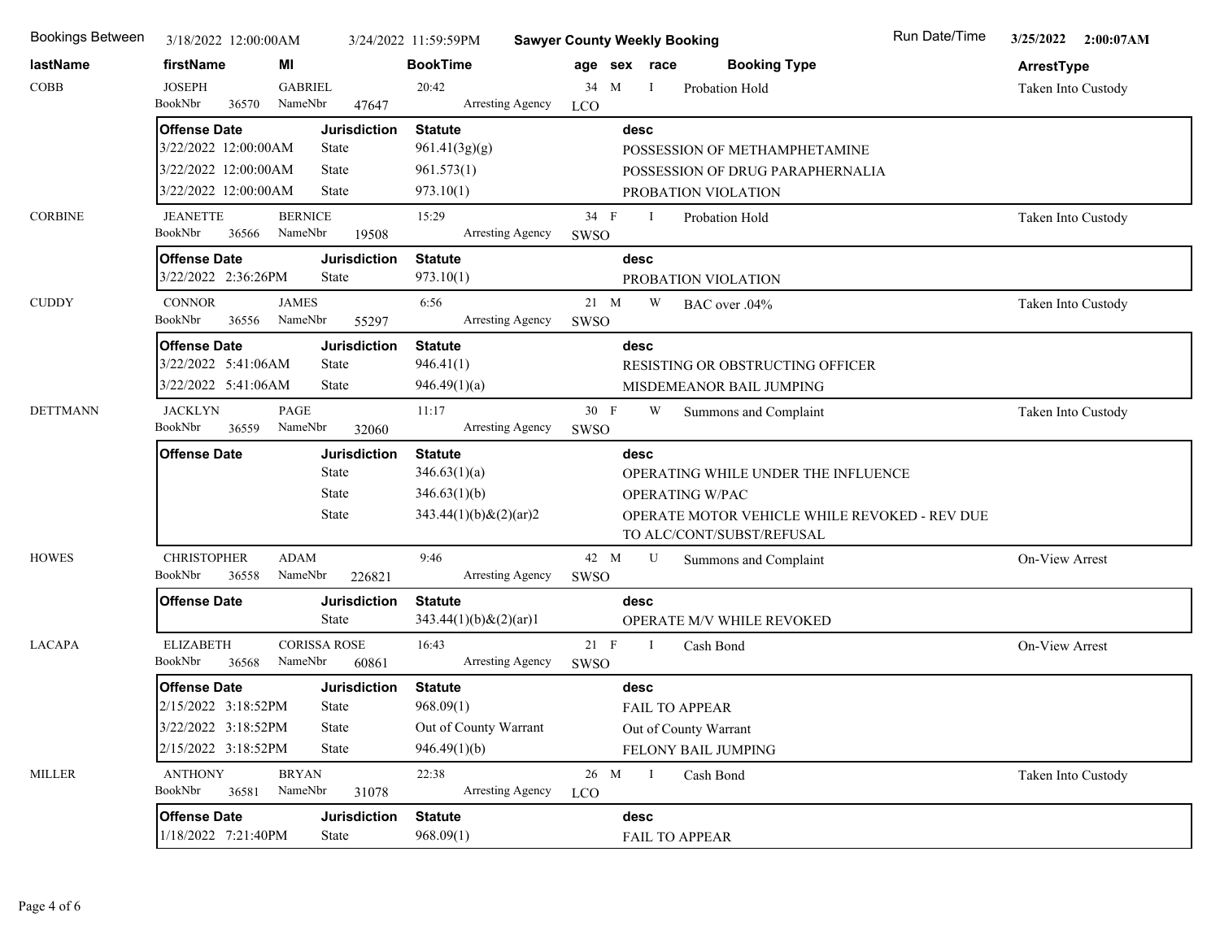Bookings Between 3/18/2022 12:00:00AM 3/24/2022 11:59:59PM **Sawyer County Weekly Booking** Run Date/Time 3/25/2022 2:00:07AM

| lastName | firstName | MI | BookTime | age | sex | race | Booking Type | ArrestType |
|---|---|---|---|---|---|---|---|---|
| COBB | JOSEPH | GABRIEL | 20:42 | 34 | M | I | Probation Hold | Taken Into Custody |
| | BookNbr 36570 | NameNbr 47647 | Arresting Agency | LCO | | | | |

| Offense Date | Jurisdiction | Statute | desc |
|---|---|---|---|
| 3/22/2022 12:00:00AM | State | 961.41(3g)(g) | POSSESSION OF METHAMPHETAMINE |
| 3/22/2022 12:00:00AM | State | 961.573(1) | POSSESSION OF DRUG PARAPHERNALIA |
| 3/22/2022 12:00:00AM | State | 973.10(1) | PROBATION VIOLATION |

| lastName | firstName | MI | BookTime | age | sex | race | Booking Type | ArrestType |
|---|---|---|---|---|---|---|---|---|
| CORBINE | JEANETTE | BERNICE | 15:29 | 34 | F | I | Probation Hold | Taken Into Custody |
| | BookNbr 36566 | NameNbr 19508 | Arresting Agency | SWSO | | | | |

| Offense Date | Jurisdiction | Statute | desc |
|---|---|---|---|
| 3/22/2022 2:36:26PM | State | 973.10(1) | PROBATION VIOLATION |

| lastName | firstName | MI | BookTime | age | sex | race | Booking Type | ArrestType |
|---|---|---|---|---|---|---|---|---|
| CUDDY | CONNOR | JAMES | 6:56 | 21 | M | W | BAC over .04% | Taken Into Custody |
| | BookNbr 36556 | NameNbr 55297 | Arresting Agency | SWSO | | | | |

| Offense Date | Jurisdiction | Statute | desc |
|---|---|---|---|
| 3/22/2022 5:41:06AM | State | 946.41(1) | RESISTING OR OBSTRUCTING OFFICER |
| 3/22/2022 5:41:06AM | State | 946.49(1)(a) | MISDEMEANOR BAIL JUMPING |

| lastName | firstName | MI | BookTime | age | sex | race | Booking Type | ArrestType |
|---|---|---|---|---|---|---|---|---|
| DETTMANN | JACKLYN | PAGE | 11:17 | 30 | F | W | Summons and Complaint | Taken Into Custody |
| | BookNbr 36559 | NameNbr 32060 | Arresting Agency | SWSO | | | | |

| Offense Date | Jurisdiction | Statute | desc |
|---|---|---|---|
| | State | 346.63(1)(a) | OPERATING WHILE UNDER THE INFLUENCE |
| | State | 346.63(1)(b) | OPERATING W/PAC |
| | State | 343.44(1)(b)&(2)(ar)2 | OPERATE MOTOR VEHICLE WHILE REVOKED - REV DUE TO ALC/CONT/SUBST/REFUSAL |

| lastName | firstName | MI | BookTime | age | sex | race | Booking Type | ArrestType |
|---|---|---|---|---|---|---|---|---|
| HOWES | CHRISTOPHER | ADAM | 9:46 | 42 | M | U | Summons and Complaint | On-View Arrest |
| | BookNbr 36558 | NameNbr 226821 | Arresting Agency | SWSO | | | | |

| Offense Date | Jurisdiction | Statute | desc |
|---|---|---|---|
| | State | 343.44(1)(b)&(2)(ar)1 | OPERATE M/V WHILE REVOKED |

| lastName | firstName | MI | BookTime | age | sex | race | Booking Type | ArrestType |
|---|---|---|---|---|---|---|---|---|
| LACAPA | ELIZABETH | CORISSA ROSE | 16:43 | 21 | F | I | Cash Bond | On-View Arrest |
| | BookNbr 36568 | NameNbr 60861 | Arresting Agency | SWSO | | | | |

| Offense Date | Jurisdiction | Statute | desc |
|---|---|---|---|
| 2/15/2022 3:18:52PM | State | 968.09(1) | FAIL TO APPEAR |
| 3/22/2022 3:18:52PM | State | Out of County Warrant | Out of County Warrant |
| 2/15/2022 3:18:52PM | State | 946.49(1)(b) | FELONY BAIL JUMPING |

| lastName | firstName | MI | BookTime | age | sex | race | Booking Type | ArrestType |
|---|---|---|---|---|---|---|---|---|
| MILLER | ANTHONY | BRYAN | 22:38 | 26 | M | I | Cash Bond | Taken Into Custody |
| | BookNbr 36581 | NameNbr 31078 | Arresting Agency | LCO | | | | |

| Offense Date | Jurisdiction | Statute | desc |
|---|---|---|---|
| 1/18/2022 7:21:40PM | State | 968.09(1) | FAIL TO APPEAR |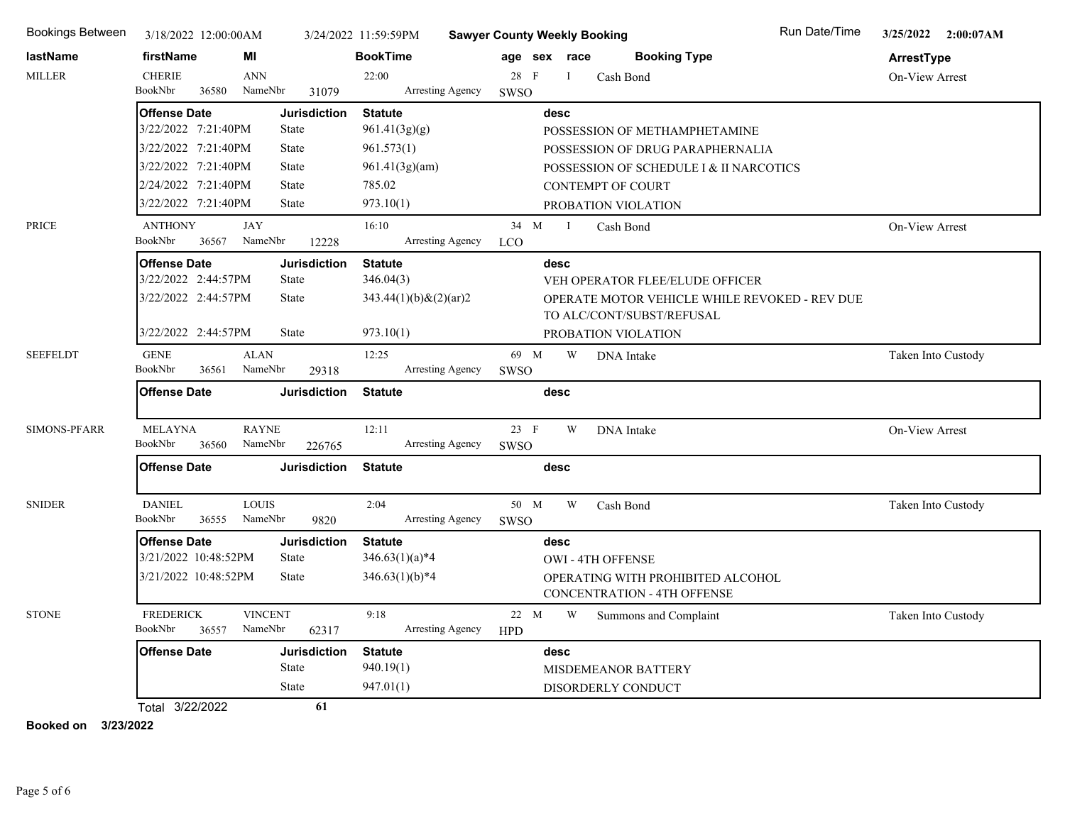Bookings Between 3/18/2022 12:00:00AM 3/24/2022 11:59:59PM **Sawyer County Weekly Booking** Run Date/Time **3/25/2022 2:00:07AM**

| lastName | firstName | MI | BookTime | age | sex | race | Booking Type | ArrestType |
|---|---|---|---|---|---|---|---|---|
| MILLER | CHERIE | ANN | 22:00 | 28 | F | I | Cash Bond | On-View Arrest |

BookNbr 36580 NameNbr 31079 Arresting Agency SWSO

| Offense Date | Jurisdiction | Statute | desc |
|---|---|---|---|
| 3/22/2022 7:21:40PM | State | 961.41(3g)(g) | POSSESSION OF METHAMPHETAMINE |
| 3/22/2022 7:21:40PM | State | 961.573(1) | POSSESSION OF DRUG PARAPHERNALIA |
| 3/22/2022 7:21:40PM | State | 961.41(3g)(am) | POSSESSION OF SCHEDULE I & II NARCOTICS |
| 2/24/2022 7:21:40PM | State | 785.02 | CONTEMPT OF COURT |
| 3/22/2022 7:21:40PM | State | 973.10(1) | PROBATION VIOLATION |

| lastName | firstName | MI | BookTime | age | sex | race | Booking Type | ArrestType |
|---|---|---|---|---|---|---|---|---|
| PRICE | ANTHONY | JAY | 16:10 | 34 | M | I | Cash Bond | On-View Arrest |

BookNbr 36567 NameNbr 12228 Arresting Agency LCO

| Offense Date | Jurisdiction | Statute | desc |
|---|---|---|---|
| 3/22/2022 2:44:57PM | State | 346.04(3) | VEH OPERATOR FLEE/ELUDE OFFICER |
| 3/22/2022 2:44:57PM | State | 343.44(1)(b)&(2)(ar)2 | OPERATE MOTOR VEHICLE WHILE REVOKED - REV DUE TO ALC/CONT/SUBST/REFUSAL |
| 3/22/2022 2:44:57PM | State | 973.10(1) | PROBATION VIOLATION |

| lastName | firstName | MI | BookTime | age | sex | race | Booking Type | ArrestType |
|---|---|---|---|---|---|---|---|---|
| SEEFELDT | GENE | ALAN | 12:25 | 69 | M | W | DNA Intake | Taken Into Custody |

BookNbr 36561 NameNbr 29318 Arresting Agency SWSO

| Offense Date | Jurisdiction | Statute | desc |
|---|---|---|---|

| lastName | firstName | MI | BookTime | age | sex | race | Booking Type | ArrestType |
|---|---|---|---|---|---|---|---|---|
| SIMONS-PFARR | MELAYNA | RAYNE | 12:11 | 23 | F | W | DNA Intake | On-View Arrest |

BookNbr 36560 NameNbr 226765 Arresting Agency SWSO

| Offense Date | Jurisdiction | Statute | desc |
|---|---|---|---|

| lastName | firstName | MI | BookTime | age | sex | race | Booking Type | ArrestType |
|---|---|---|---|---|---|---|---|---|
| SNIDER | DANIEL | LOUIS | 2:04 | 50 | M | W | Cash Bond | Taken Into Custody |

BookNbr 36555 NameNbr 9820 Arresting Agency SWSO

| Offense Date | Jurisdiction | Statute | desc |
|---|---|---|---|
| 3/21/2022 10:48:52PM | State | 346.63(1)(a)*4 | OWI - 4TH OFFENSE |
| 3/21/2022 10:48:52PM | State | 346.63(1)(b)*4 | OPERATING WITH PROHIBITED ALCOHOL CONCENTRATION - 4TH OFFENSE |

| lastName | firstName | MI | BookTime | age | sex | race | Booking Type | ArrestType |
|---|---|---|---|---|---|---|---|---|
| STONE | FREDERICK | VINCENT | 9:18 | 22 | M | W | Summons and Complaint | Taken Into Custody |

BookNbr 36557 NameNbr 62317 Arresting Agency HPD

| Offense Date | Jurisdiction | Statute | desc |
|---|---|---|---|
| | State | 940.19(1) | MISDEMEANOR BATTERY |
| | State | 947.01(1) | DISORDERLY CONDUCT |

Total 3/22/2022 **61**

**Booked on 3/23/2022**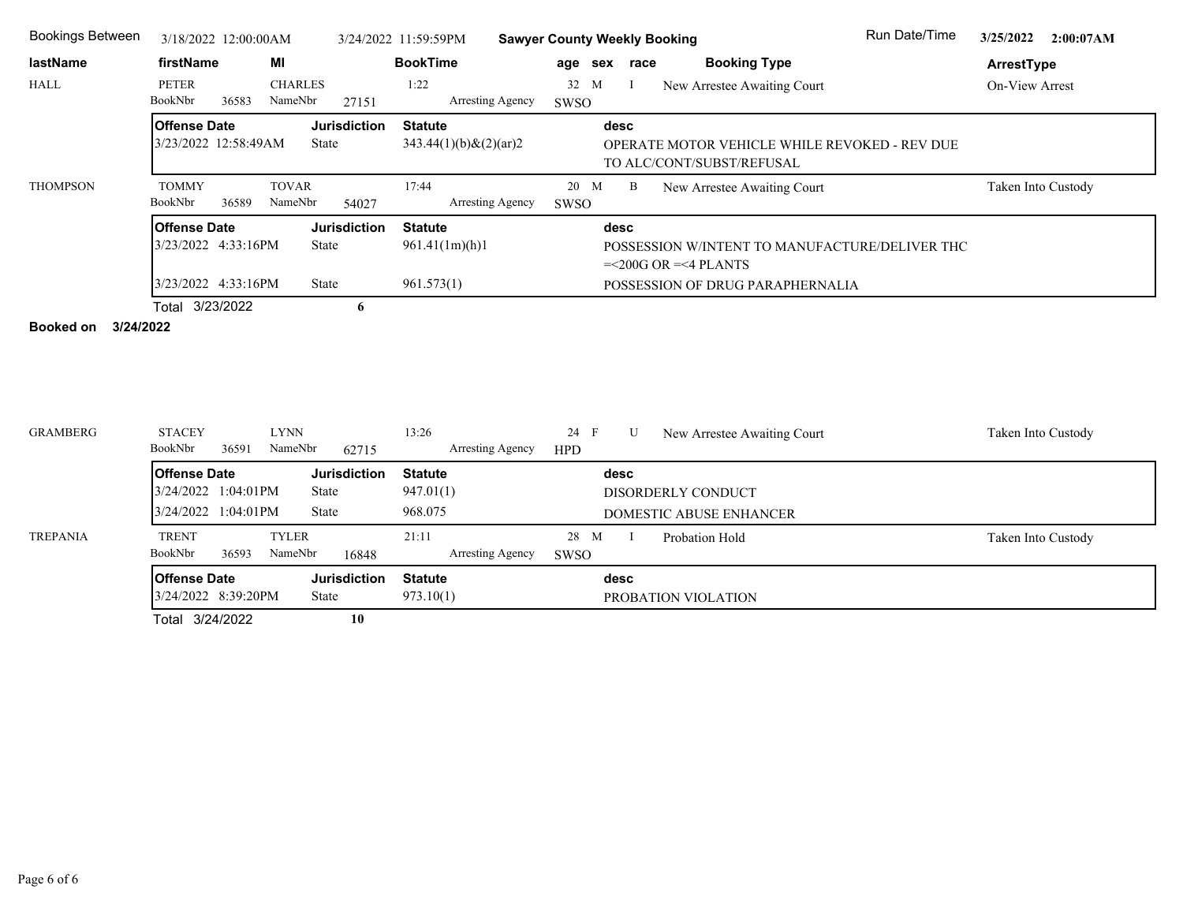Bookings Between 3/18/2022 12:00:00AM 3/24/2022 11:59:59PM **Sawyer County Weekly Booking** Run Date/Time 3/25/2022 2:00:07AM

| lastName | firstName | MI | BookTime | age | sex | race | Booking Type | ArrestType |
|---|---|---|---|---|---|---|---|---|
| HALL | PETER | CHARLES | 1:22 | 32 | M | I | New Arrestee Awaiting Court | On-View Arrest |

BookNbr 36583 NameNbr 27151 Arresting Agency SWSO

| Offense Date | Jurisdiction | Statute | desc |
|---|---|---|---|
| 3/23/2022 12:58:49AM | State | 343.44(1)(b)&(2)(ar)2 | OPERATE MOTOR VEHICLE WHILE REVOKED - REV DUE TO ALC/CONT/SUBST/REFUSAL |

| lastName | firstName | MI | BookTime | age | sex | race | Booking Type | ArrestType |
|---|---|---|---|---|---|---|---|---|
| THOMPSON | TOMMY | TOVAR | 17:44 | 20 | M | B | New Arrestee Awaiting Court | Taken Into Custody |

BookNbr 36589 NameNbr 54027 Arresting Agency SWSO

| Offense Date | Jurisdiction | Statute | desc |
|---|---|---|---|
| 3/23/2022 4:33:16PM | State | 961.41(1m)(h)1 | POSSESSION W/INTENT TO MANUFACTURE/DELIVER THC =<200G OR =<4 PLANTS |
| 3/23/2022 4:33:16PM | State | 961.573(1) | POSSESSION OF DRUG PARAPHERNALIA |

Total 3/23/2022 **6**

**Booked on 3/24/2022**

| lastName | firstName | MI | BookTime | age | sex | race | Booking Type | ArrestType |
|---|---|---|---|---|---|---|---|---|
| GRAMBERG | STACEY | LYNN | 13:26 | 24 | F | U | New Arrestee Awaiting Court | Taken Into Custody |

BookNbr 36591 NameNbr 62715 Arresting Agency HPD

| Offense Date | Jurisdiction | Statute | desc |
|---|---|---|---|
| 3/24/2022 1:04:01PM | State | 947.01(1) | DISORDERLY CONDUCT |
| 3/24/2022 1:04:01PM | State | 968.075 | DOMESTIC ABUSE ENHANCER |

| lastName | firstName | MI | BookTime | age | sex | race | Booking Type | ArrestType |
|---|---|---|---|---|---|---|---|---|
| TREPANIA | TRENT | TYLER | 21:11 | 28 | M | I | Probation Hold | Taken Into Custody |

BookNbr 36593 NameNbr 16848 Arresting Agency SWSO

| Offense Date | Jurisdiction | Statute | desc |
|---|---|---|---|
| 3/24/2022 8:39:20PM | State | 973.10(1) | PROBATION VIOLATION |

Total 3/24/2022 **10**